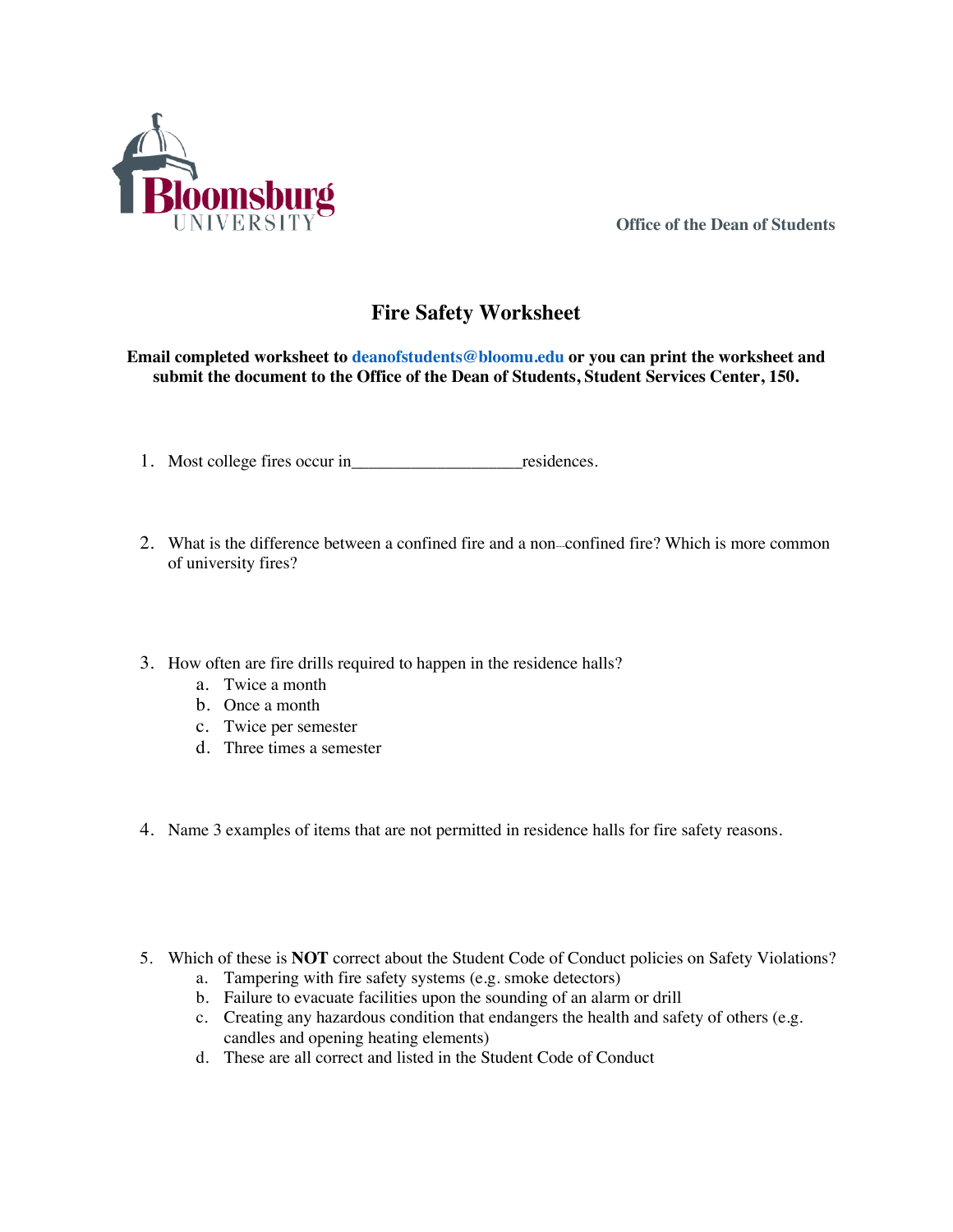Bloomsburg UNIVERSITY

Office of the Dean of Students

# Fire Safety Worksheet

**Email completed worksheet to deanofstudents@bloomu.edu or you can print the worksheet and submit the document to the Office of the Dean of Students, Student Services Center, 150.**

1. Most college fires occur in____________________residences.

2. What is the difference between a confined fire and a non-confined fire? Which is more common of university fires?

3. How often are fire drills required to happen in the residence halls?
   a. Twice a month
   b. Once a month
   c. Twice per semester
   d. Three times a semester

4. Name 3 examples of items that are not permitted in residence halls for fire safety reasons.

5. Which of these is **NOT** correct about the Student Code of Conduct policies on Safety Violations?
   a. Tampering with fire safety systems (e.g. smoke detectors)
   b. Failure to evacuate facilities upon the sounding of an alarm or drill
   c. Creating any hazardous condition that endangers the health and safety of others (e.g. candles and opening heating elements)
   d. These are all correct and listed in the Student Code of Conduct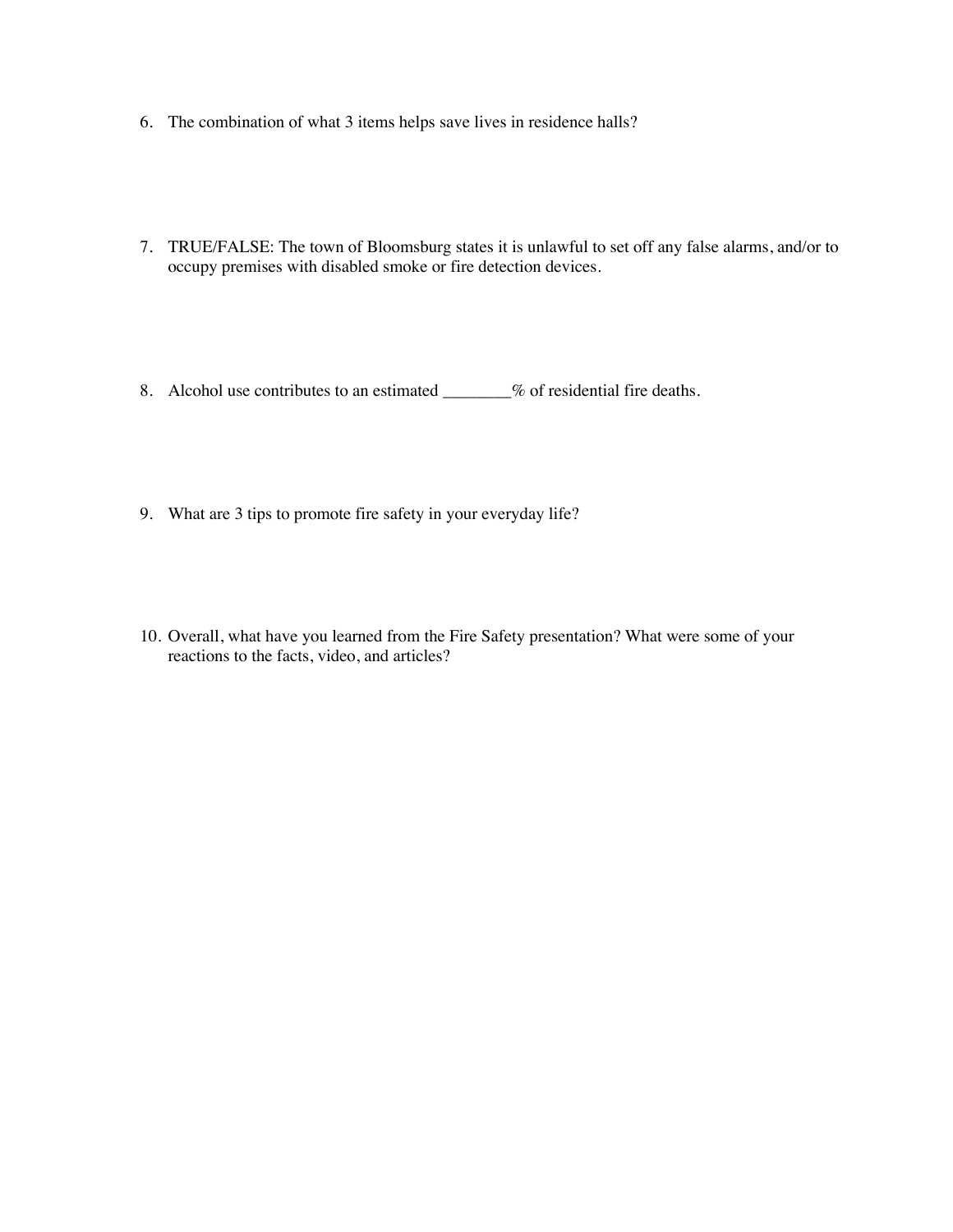6. The combination of what 3 items helps save lives in residence halls?

7. TRUE/FALSE: The town of Bloomsburg states it is unlawful to set off any false alarms, and/or to occupy premises with disabled smoke or fire detection devices.

8. Alcohol use contributes to an estimated ________% of residential fire deaths.

9. What are 3 tips to promote fire safety in your everyday life?

10. Overall, what have you learned from the Fire Safety presentation? What were some of your reactions to the facts, video, and articles?